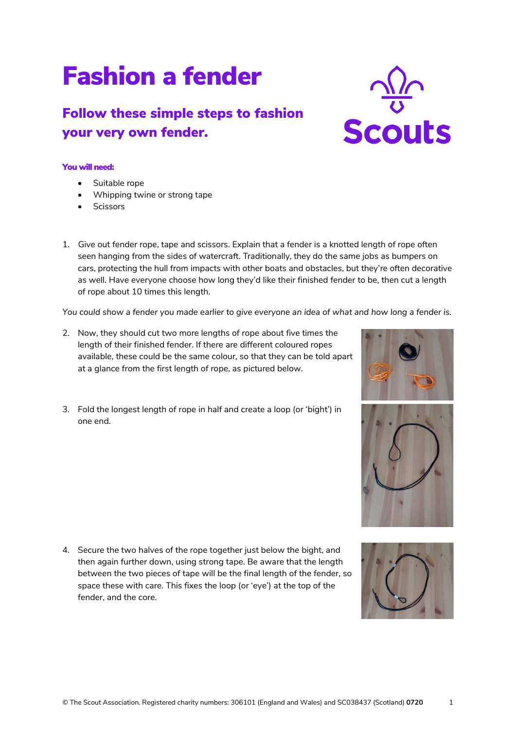# Fashion a fender

## Follow these simple steps to fashion your very own fender.

**You will need:**

- Suitable rope
- Whipping twine or strong tape
- Scissors

1. Give out fender rope, tape and scissors. Explain that a fender is a knotted length of rope often seen hanging from the sides of watercraft. Traditionally, they do the same jobs as bumpers on cars, protecting the hull from impacts with other boats and obstacles, but they're often decorative as well. Have everyone choose how long they'd like their finished fender to be, then cut a length of rope about 10 times this length.

*You could show a fender you made earlier to give everyone an idea of what and how long a fender is.*

2. Now, they should cut two more lengths of rope about five times the length of their finished fender. If there are different coloured ropes available, these could be the same colour, so that they can be told apart at a glance from the first length of rope, as pictured below.

3. Fold the longest length of rope in half and create a loop (or 'bight') in one end.

4. Secure the two halves of the rope together just below the bight, and then again further down, using strong tape. Be aware that the length between the two pieces of tape will be the final length of the fender, so space these with care. This fixes the loop (or 'eye') at the top of the fender, and the core.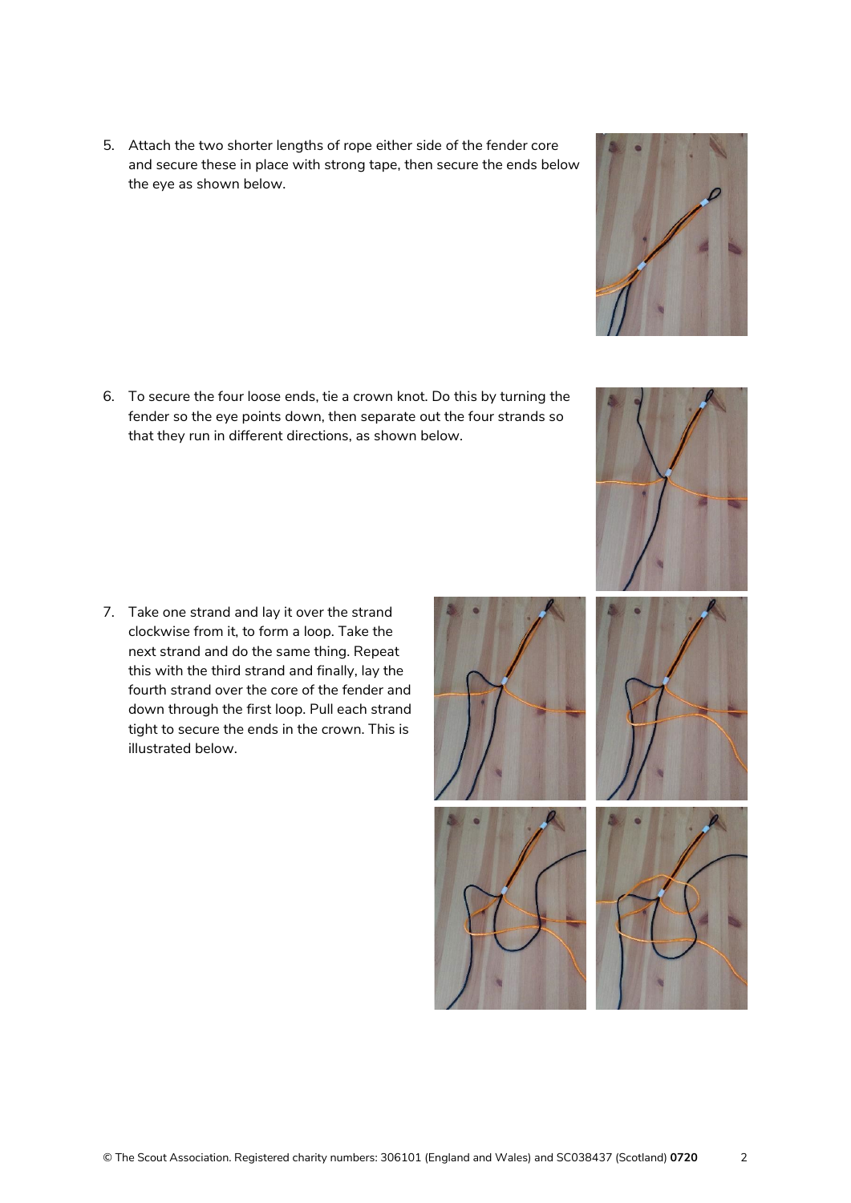5. Attach the two shorter lengths of rope either side of the fender core and secure these in place with strong tape, then secure the ends below the eye as shown below.

6. To secure the four loose ends, tie a crown knot. Do this by turning the fender so the eye points down, then separate out the four strands so that they run in different directions, as shown below.

7. Take one strand and lay it over the strand clockwise from it, to form a loop. Take the next strand and do the same thing. Repeat this with the third strand and finally, lay the fourth strand over the core of the fender and down through the first loop. Pull each strand tight to secure the ends in the crown. This is illustrated below.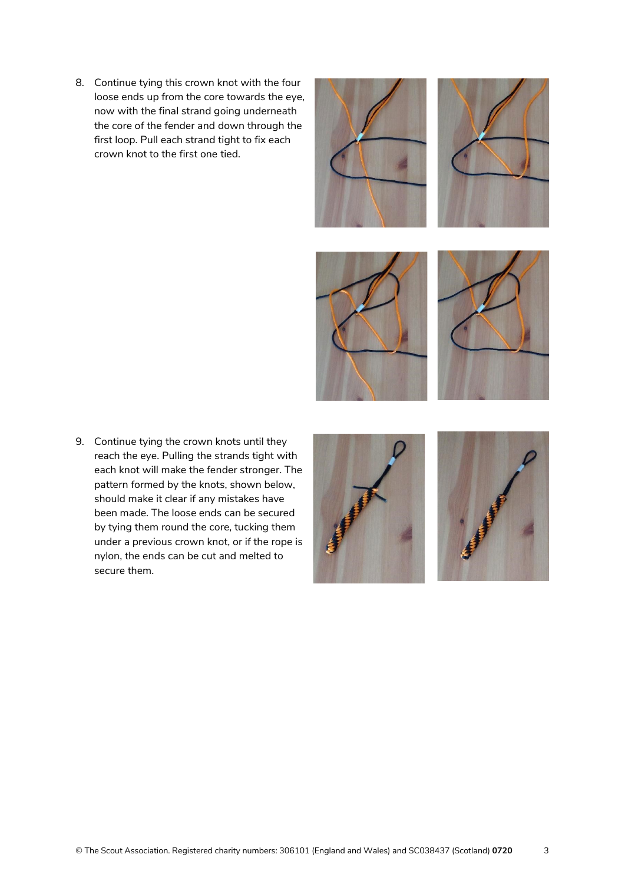8. Continue tying this crown knot with the four loose ends up from the core towards the eye, now with the final strand going underneath the core of the fender and down through the first loop. Pull each strand tight to fix each crown knot to the first one tied.

9. Continue tying the crown knots until they reach the eye. Pulling the strands tight with each knot will make the fender stronger. The pattern formed by the knots, shown below, should make it clear if any mistakes have been made. The loose ends can be secured by tying them round the core, tucking them under a previous crown knot, or if the rope is nylon, the ends can be cut and melted to secure them.